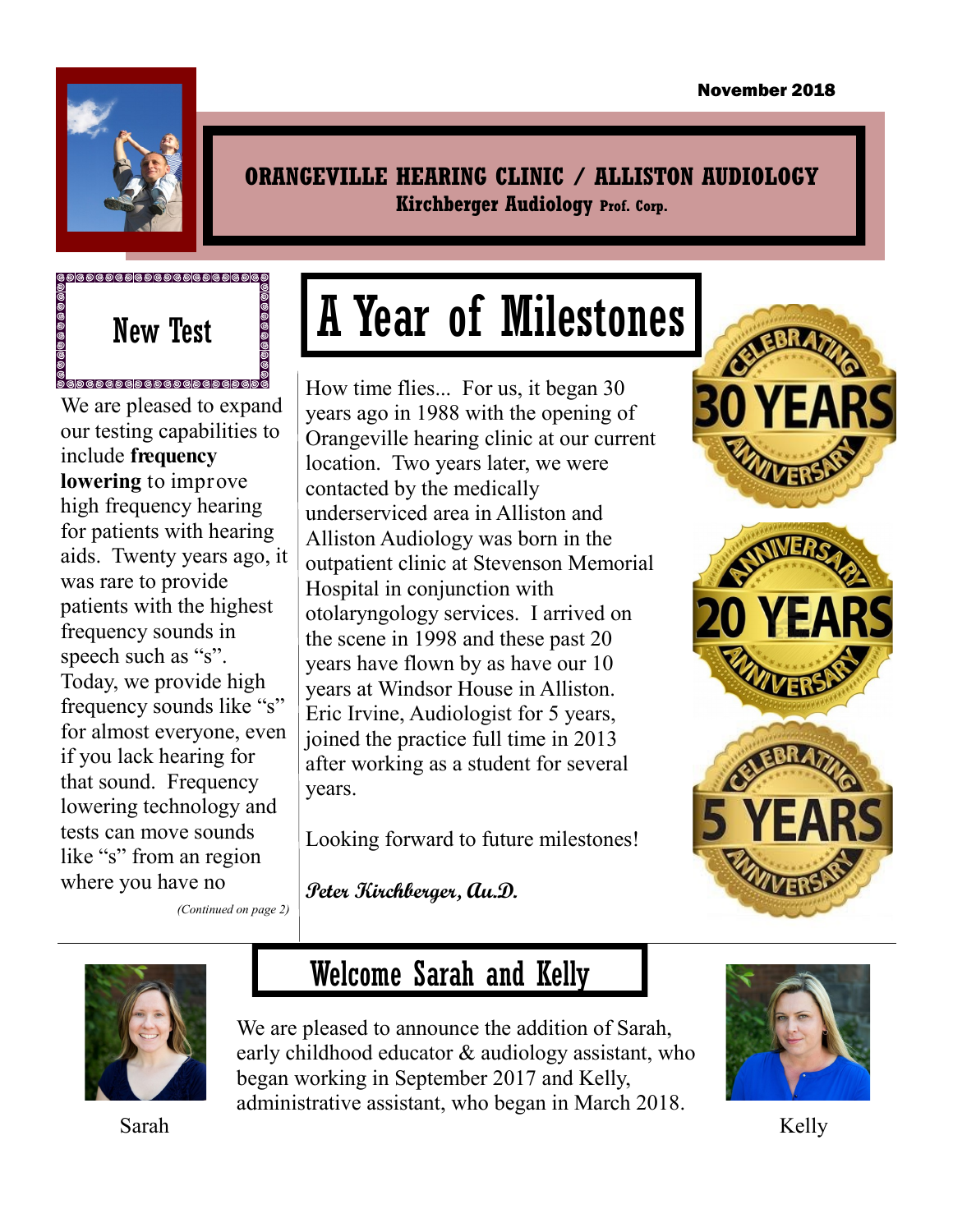November 2018

**ORANGEVILLE HEARING CLINIC / ALLISTON AUDIOLOGY**
**Kirchberger Audiology Prof. Corp.**

# A Year of Milestones

How time flies... For us, it began 30 years ago in 1988 with the opening of Orangeville hearing clinic at our current location. Two years later, we were contacted by the medically underserviced area in Alliston and Alliston Audiology was born in the outpatient clinic at Stevenson Memorial Hospital in conjunction with otolaryngology services. I arrived on the scene in 1998 and these past 20 years have flown by as have our 10 years at Windsor House in Alliston. Eric Irvine, Audiologist for 5 years, joined the practice full time in 2013 after working as a student for several years.

Looking forward to future milestones!

*Peter Kirchberger, Au.D.*

CELEBRATING 30 YEARS ANNIVERSARY

ANNIVERSARY 20 YEARS ANNIVERSARY

CELEBRATING 5 YEARS ANNIVERSARY

## New Test

We are pleased to expand our testing capabilities to include **frequency lowering** to improve high frequency hearing for patients with hearing aids. Twenty years ago, it was rare to provide patients with the highest frequency sounds in speech such as "s". Today, we provide high frequency sounds like "s" for almost everyone, even if you lack hearing for that sound. Frequency lowering technology and tests can move sounds like "s" from an region where you have no

*(Continued on page 2)*

## Welcome Sarah and Kelly

We are pleased to announce the addition of Sarah, early childhood educator & audiology assistant, who began working in September 2017 and Kelly, administrative assistant, who began in March 2018.

Sarah

Kelly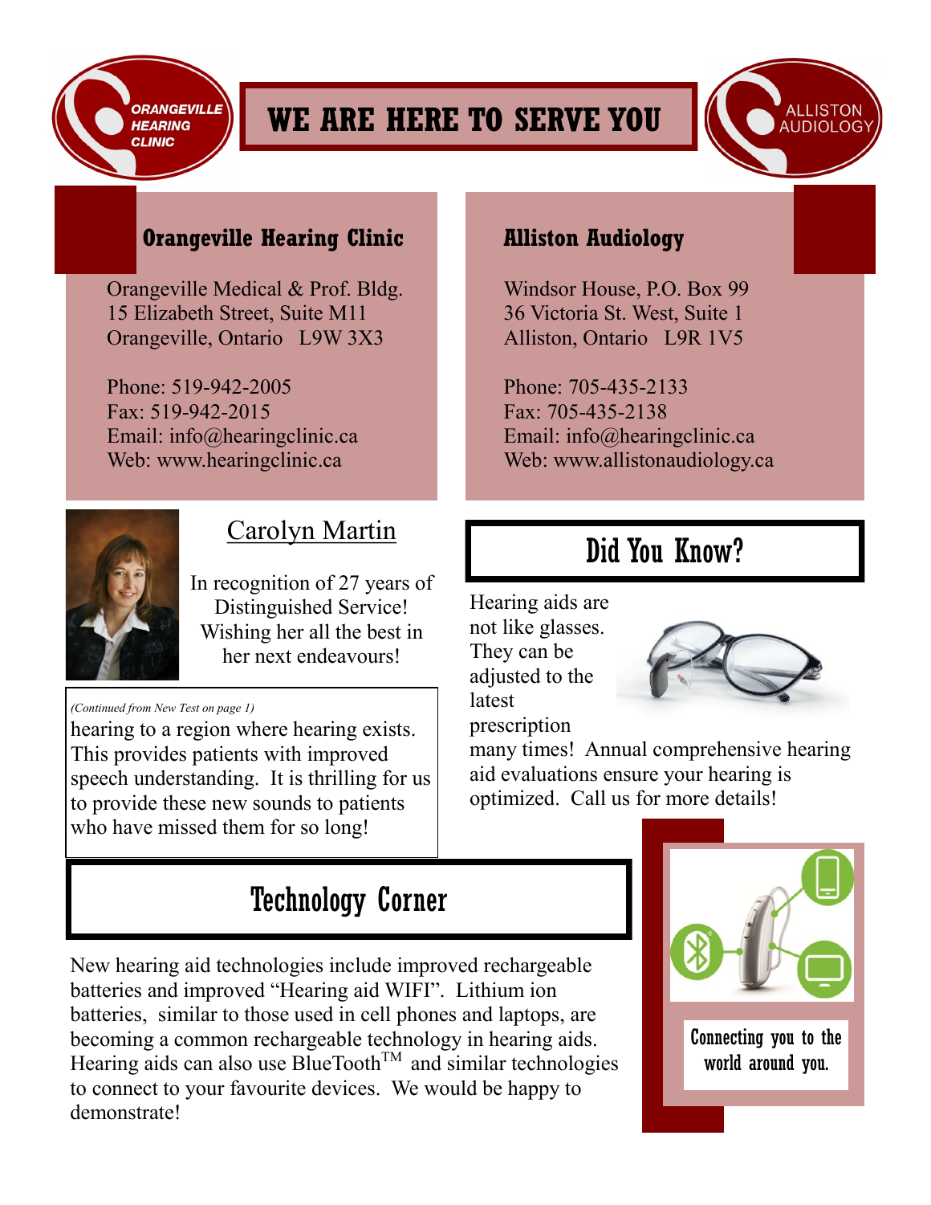ORANGEVILLE HEARING CLINIC

# WE ARE HERE TO SERVE YOU

ALLISTON AUDIOLOGY

## Orangeville Hearing Clinic

Orangeville Medical & Prof. Bldg.
15 Elizabeth Street, Suite M11
Orangeville, Ontario L9W 3X3

Phone: 519-942-2005
Fax: 519-942-2015
Email: info@hearingclinic.ca
Web: www.hearingclinic.ca

## Alliston Audiology

Windsor House, P.O. Box 99
36 Victoria St. West, Suite 1
Alliston, Ontario L9R 1V5

Phone: 705-435-2133
Fax: 705-435-2138
Email: info@hearingclinic.ca
Web: www.allistonaudiology.ca

## Carolyn Martin

In recognition of 27 years of Distinguished Service! Wishing her all the best in her next endeavours!

*(Continued from New Test on page 1)*

hearing to a region where hearing exists. This provides patients with improved speech understanding. It is thrilling for us to provide these new sounds to patients who have missed them for so long!

## Did You Know?

Hearing aids are not like glasses. They can be adjusted to the latest prescription many times! Annual comprehensive hearing aid evaluations ensure your hearing is optimized. Call us for more details!

## Technology Corner

New hearing aid technologies include improved rechargeable batteries and improved "Hearing aid WIFI". Lithium ion batteries, similar to those used in cell phones and laptops, are becoming a common rechargeable technology in hearing aids. Hearing aids can also use BlueTooth™ and similar technologies to connect to your favourite devices. We would be happy to demonstrate!

Connecting you to the world around you.